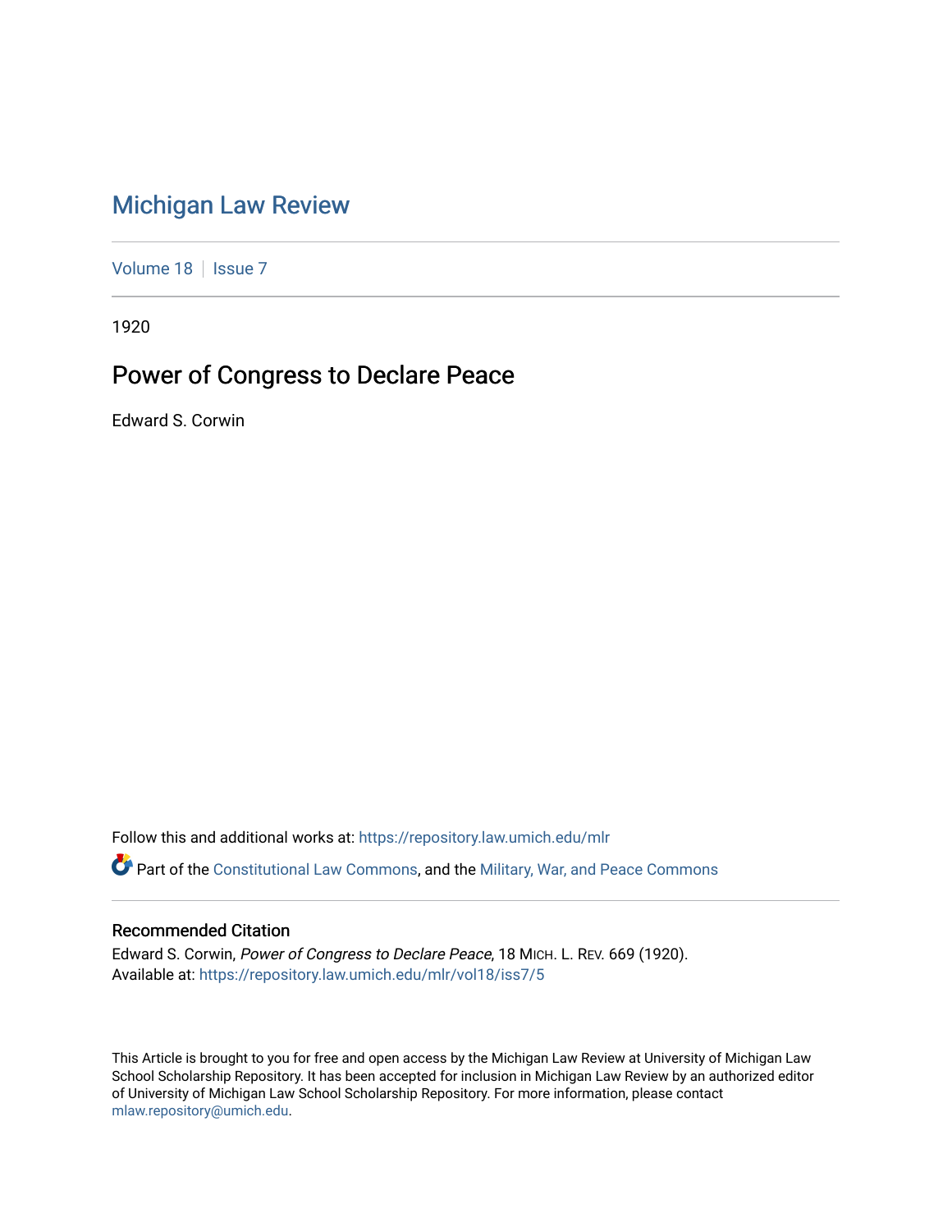# Michigan Law Review

Volume 18 | Issue 7

1920

## Power of Congress to Declare Peace

Edward S. Corwin

Follow this and additional works at: https://repository.law.umich.edu/mlr

Part of the Constitutional Law Commons, and the Military, War, and Peace Commons

### Recommended Citation

Edward S. Corwin, *Power of Congress to Declare Peace*, 18 MICH. L. REV. 669 (1920).
Available at: https://repository.law.umich.edu/mlr/vol18/iss7/5

This Article is brought to you for free and open access by the Michigan Law Review at University of Michigan Law School Scholarship Repository. It has been accepted for inclusion in Michigan Law Review by an authorized editor of University of Michigan Law School Scholarship Repository. For more information, please contact mlaw.repository@umich.edu.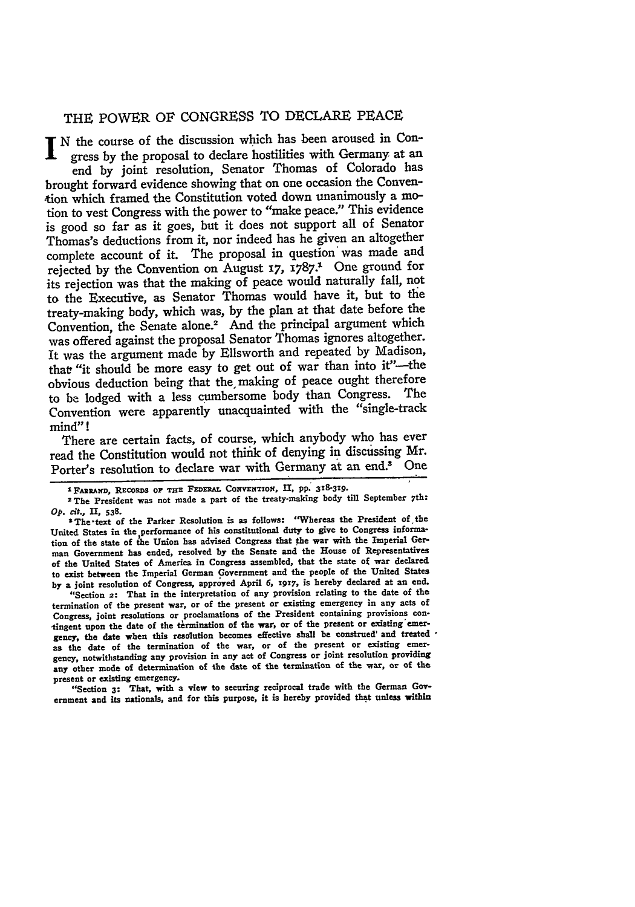# THE POWER OF CONGRESS TO DECLARE PEACE

In the course of the discussion which has been aroused in Congress by the proposal to declare hostilities with Germany at an end by joint resolution, Senator Thomas of Colorado has brought forward evidence showing that on one occasion the Convention which framed the Constitution voted down unanimously a motion to vest Congress with the power to "make peace." This evidence is good so far as it goes, but it does not support all of Senator Thomas's deductions from it, nor indeed has he given an altogether complete account of it. The proposal in question was made and rejected by the Convention on August 17, 1787.[1] One ground for its rejection was that the making of peace would naturally fall, not to the Executive, as Senator Thomas would have it, but to the treaty-making body, which was, by the plan at that date before the Convention, the Senate alone.[2] And the principal argument which was offered against the proposal Senator Thomas ignores altogether. It was the argument made by Ellsworth and repeated by Madison, that "it should be more easy to get out of war than into it"—the obvious deduction being that the making of peace ought therefore to be lodged with a less cumbersome body than Congress. The Convention were apparently unacquainted with the "single-track mind"!

There are certain facts, of course, which anybody who has ever read the Constitution would not think of denying in discussing Mr. Porter's resolution to declare war with Germany at an end.[3] One

---

[1] FARRAND, RECORDS OF THE FEDERAL CONVENTION, II, pp. 318-319.

[2] The President was not made a part of the treaty-making body till September 7th: *Op. cit.*, II, 538.

[3] The text of the Parker Resolution is as follows: "Whereas the President of the United States in the performance of his constitutional duty to give to Congress information of the state of the Union has advised Congress that the war with the Imperial German Government has ended, resolved by the Senate and the House of Representatives of the United States of America in Congress assembled, that the state of war declared to exist between the Imperial German Government and the people of the United States by a joint resolution of Congress, approved April 6, 1917, is hereby declared at an end.

"Section 2: That in the interpretation of any provision relating to the date of the termination of the present war, or of the present or existing emergency in any acts of Congress, joint resolutions or proclamations of the President containing provisions contingent upon the date of the termination of the war, or of the present or existing emergency, the date when this resolution becomes effective shall be construed and treated as the date of the termination of the war, or of the present or existing emergency, notwithstanding any provision in any act of Congress or joint resolution providing any other mode of determination of the date of the termination of the war, or of the present or existing emergency.

"Section 3: That, with a view to securing reciprocal trade with the German Government and its nationals, and for this purpose, it is hereby provided that unless within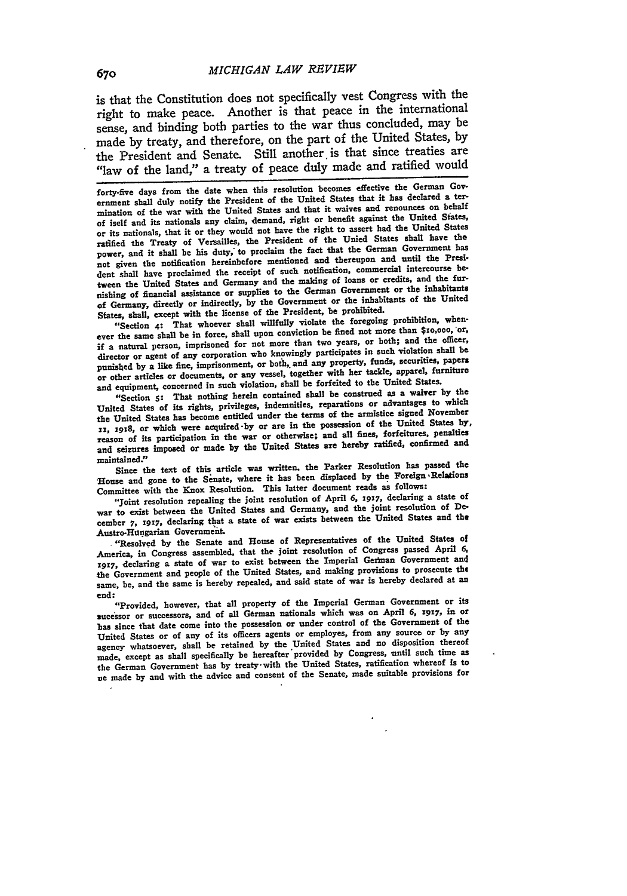is that the Constitution does not specifically vest Congress with the right to make peace. Another is that peace in the international sense, and binding both parties to the war thus concluded, may be made by treaty, and therefore, on the part of the United States, by the President and Senate. Still another is that since treaties are "law of the land," a treaty of peace duly made and ratified would

---

forty-five days from the date when this resolution becomes effective the German Government shall duly notify the President of the United States that it has declared a termination of the war with the United States and that it waives and renounces on behalf of iself and its nationals any claim, demand, right or benefit against the United States, or its nationals, that it or they would not have the right to assert had the United States ratified the Treaty of Versailles, the President of the Unied States shall have the power, and it shall be his duty, to proclaim the fact that the German Government has not given the notification hereinbefore mentioned and thereupon and until the President shall have proclaimed the receipt of such notification, commercial intercourse between the United States and Germany and the making of loans or credits, and the furnishing of financial assistance or supplies to the German Government or the inhabitants of Germany, directly or indirectly, by the Government or the inhabitants of the United States, shall, except with the license of the President, be prohibited.

"Section 4: That whoever shall willfully violate the foregoing prohibition, whenever the same shall be in force, shall upon conviction be fined not more than $10,000, or, if a natural person, imprisoned for not more than two years, or both; and the officer, director or agent of any corporation who knowingly participates in such violation shall be punished by a like fine, imprisonment, or both, and any property, funds, securities, papers or other articles or documents, or any vessel, together with her tackle, apparel, furniture and equipment, concerned in such violation, shall be forfeited to the United States.

"Section 5: That nothing herein contained shall be construed as a waiver by the United States of its rights, privileges, indemnities, reparations or advantages to which the United States has become entitled under the terms of the armistice signed November 11, 1918, or which were acquired by or are in the possession of the United States by, reason of its participation in the war or otherwise; and all fines, forfeitures, penalties and seizures imposed or made by the United States are hereby ratified, confirmed and maintained."

Since the text of this article was written, the Parker Resolution has passed the House and gone to the Senate, where it has been displaced by the Foreign Relations Committee with the Knox Resolution. This latter document reads as follows:

"Joint resolution repealing the joint resolution of April 6, 1917, declaring a state of war to exist between the United States and Germany, and the joint resolution of December 7, 1917, declaring that a state of war exists between the United States and the Austro-Hungarian Government.

"Resolved by the Senate and House of Representatives of the United States of America, in Congress assembled, that the joint resolution of Congress passed April 6, 1917, declaring a state of war to exist between the Imperial German Government and the Government and people of the United States, and making provisions to prosecute the same, be, and the same is hereby repealed, and said state of war is hereby declared at an end:

"Provided, however, that all property of the Imperial German Government or its sucessor or successors, and of all German nationals which was on April 6, 1917, in or has since that date come into the possession or under control of the Government of the United States or of any of its officers agents or employes, from any source or by any agency whatsoever, shall be retained by the United States and no disposition thereof made, except as shall specifically be hereafter provided by Congress, until such time as the German Government has by treaty with the United States, ratification whereof is to be made by and with the advice and consent of the Senate, made suitable provisions for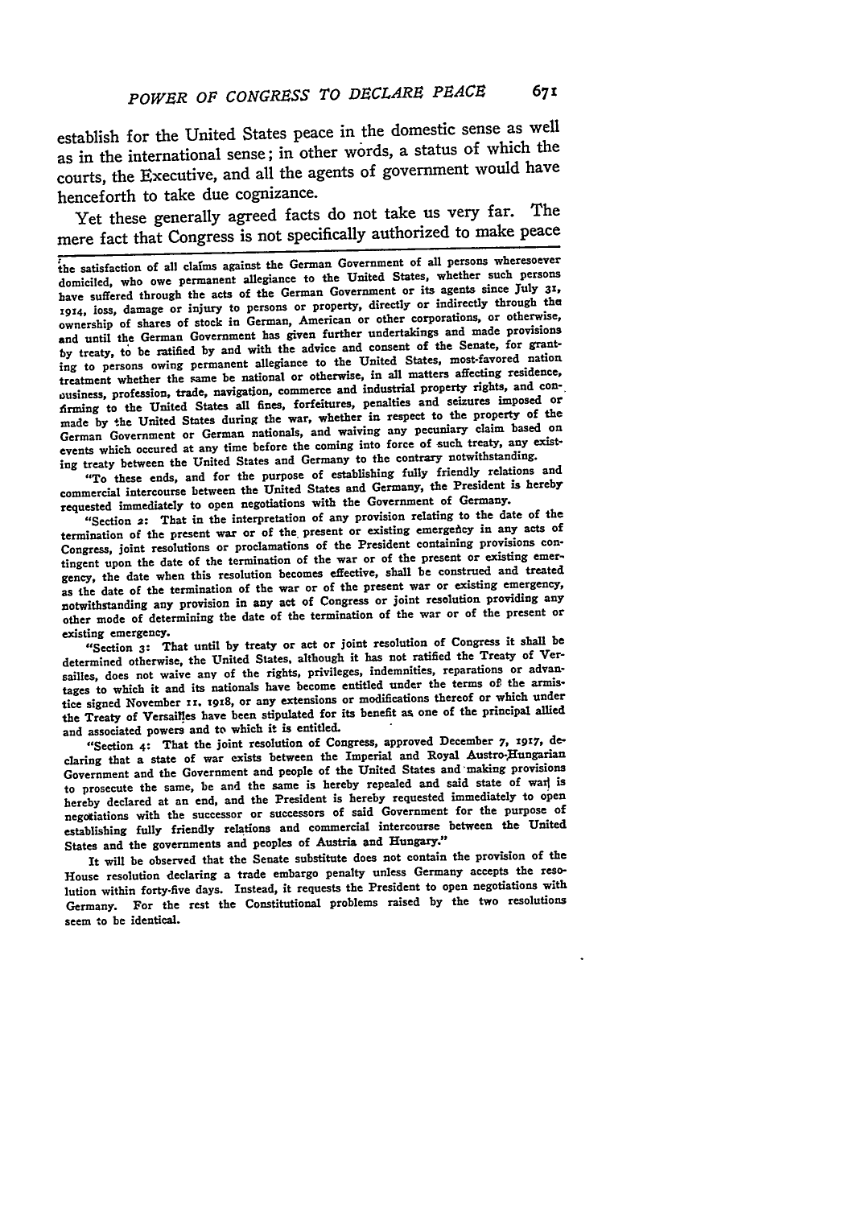establish for the United States peace in the domestic sense as well as in the international sense; in other words, a status of which the courts, the Executive, and all the agents of government would have henceforth to take due cognizance.

Yet these generally agreed facts do not take us very far. The mere fact that Congress is not specifically authorized to make peace

the satisfaction of all claims against the German Government of all persons wheresoever domiciled, who owe permanent allegiance to the United States, whether such persons have suffered through the acts of the German Government or its agents since July 31, 1914, loss, damage or injury to persons or property, directly or indirectly through the ownership of shares of stock in German, American or other corporations, or otherwise, and until the German Government has given further undertakings and made provisions by treaty, to be ratified by and with the advice and consent of the Senate, for granting to persons owing permanent allegiance to the United States, most-favored nation treatment whether the same be national or otherwise, in all matters affecting residence, business, profession, trade, navigation, commerce and industrial property rights, and confirming to the United States all fines, forfeitures, penalties and seizures imposed or made by the United States during the war, whether in respect to the property of the German Government or German nationals, and waiving any pecuniary claim based on events which occured at any time before the coming into force of such treaty, any existing treaty between the United States and Germany to the contrary notwithstanding.

"To these ends, and for the purpose of establishing fully friendly relations and commercial intercourse between the United States and Germany, the President is hereby requested immediately to open negotiations with the Government of Germany.

"Section 2: That in the interpretation of any provision relating to the date of the termination of the present war or of the present or existing emergency in any acts of Congress, joint resolutions or proclamations of the President containing provisions contingent upon the date of the termination of the war or of the present or existing emergency, the date when this resolution becomes effective, shall be construed and treated as the date of the termination of the war or of the present war or existing emergency, notwithstanding any provision in any act of Congress or joint resolution providing any other mode of determining the date of the termination of the war or of the present or existing emergency.

"Section 3: That until by treaty or act or joint resolution of Congress it shall be determined otherwise, the United States, although it has not ratified the Treaty of Versailles, does not waive any of the rights, privileges, indemnities, reparations or advantages to which it and its nationals have become entitled under the terms of the armistice signed November 11, 1918, or any extensions or modifications thereof or which under the Treaty of Versailles have been stipulated for its benefit as one of the principal allied and associated powers and to which it is entitled.

"Section 4: That the joint resolution of Congress, approved December 7, 1917, declaring that a state of war exists between the Imperial and Royal Austro-Hungarian Government and the Government and people of the United States and making provisions to prosecute the same, be and the same is hereby repealed and said state of war is hereby declared at an end, and the President is hereby requested immediately to open negotiations with the successor or successors of said Government for the purpose of establishing fully friendly relations and commercial intercourse between the United States and the governments and peoples of Austria and Hungary."

It will be observed that the Senate substitute does not contain the provision of the House resolution declaring a trade embargo penalty unless Germany accepts the resolution within forty-five days. Instead, it requests the President to open negotiations with Germany. For the rest the Constitutional problems raised by the two resolutions seem to be identical.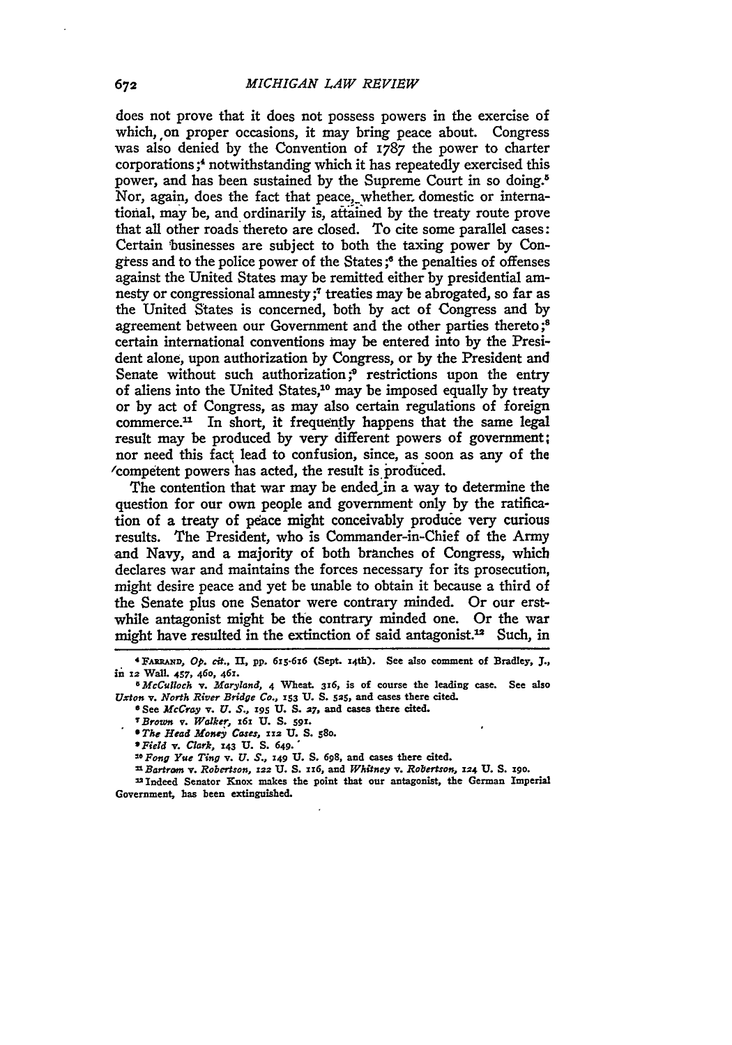does not prove that it does not possess powers in the exercise of which, on proper occasions, it may bring peace about. Congress was also denied by the Convention of 1787 the power to charter corporations;[4] notwithstanding which it has repeatedly exercised this power, and has been sustained by the Supreme Court in so doing.[5] Nor, again, does the fact that peace, whether domestic or international, may be, and ordinarily is, attained by the treaty route prove that all other roads thereto are closed. To cite some parallel cases: Certain businesses are subject to both the taxing power by Congress and to the police power of the States;[6] the penalties of offenses against the United States may be remitted either by presidential amnesty or congressional amnesty;[7] treaties may be abrogated, so far as the United States is concerned, both by act of Congress and by agreement between our Government and the other parties thereto;[8] certain international conventions may be entered into by the President alone, upon authorization by Congress, or by the President and Senate without such authorization;[9] restrictions upon the entry of aliens into the United States,[10] may be imposed equally by treaty or by act of Congress, as may also certain regulations of foreign commerce.[11] In short, it frequently happens that the same legal result may be produced by very different powers of government; nor need this fact lead to confusion, since, as soon as any of the competent powers has acted, the result is produced.

The contention that war may be ended in a way to determine the question for our own people and government only by the ratification of a treaty of peace might conceivably produce very curious results. The President, who is Commander-in-Chief of the Army and Navy, and a majority of both branches of Congress, which declares war and maintains the forces necessary for its prosecution, might desire peace and yet be unable to obtain it because a third of the Senate plus one Senator were contrary minded. Or our erstwhile antagonist might be the contrary minded one. Or the war might have resulted in the extinction of said antagonist.[12] Such, in

[4] FARRAND, *Op. cit.*, II, pp. 615-616 (Sept. 14th). See also comment of Bradley, J., in 12 Wall. 457, 460, 461.

[5] *McCulloch v. Maryland*, 4 Wheat. 316, is of course the leading case. See also *Uxton v. North River Bridge Co.*, 153 U. S. 525, and cases there cited.

[6] See *McCray v. U. S.*, 195 U. S. 27, and cases there cited.

[7] *Brown v. Walker*, 161 U. S. 591.

[8] *The Head Money Cases*, 112 U. S. 580.

[9] *Field v. Clark*, 143 U. S. 649.

[10] *Fong Yue Ting v. U. S.*, 149 U. S. 698, and cases there cited.

[11] *Bartram v. Robertson*, 122 U. S. 116, and *Whitney v. Robertson*, 124 U. S. 190.

[12] Indeed Senator Knox makes the point that our antagonist, the German Imperial Government, has been extinguished.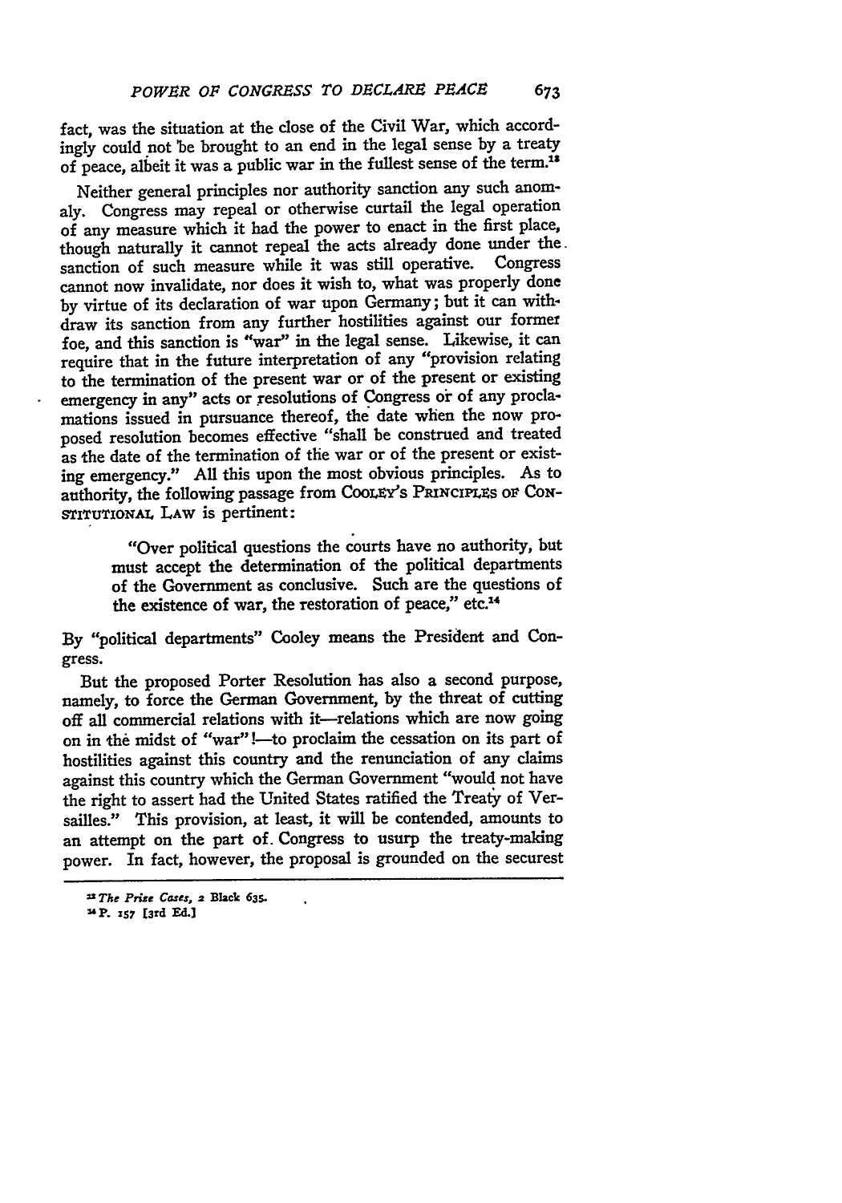fact, was the situation at the close of the Civil War, which accordingly could not be brought to an end in the legal sense by a treaty of peace, albeit it was a public war in the fullest sense of the term.[13]

Neither general principles nor authority sanction any such anomaly. Congress may repeal or otherwise curtail the legal operation of any measure which it had the power to enact in the first place, though naturally it cannot repeal the acts already done under the sanction of such measure while it was still operative. Congress cannot now invalidate, nor does it wish to, what was properly done by virtue of its declaration of war upon Germany; but it can withdraw its sanction from any further hostilities against our former foe, and this sanction is "war" in the legal sense. Likewise, it can require that in the future interpretation of any "provision relating to the termination of the present war or of the present or existing emergency in any" acts or resolutions of Congress or of any proclamations issued in pursuance thereof, the date when the now proposed resolution becomes effective "shall be construed and treated as the date of the termination of the war or of the present or existing emergency." All this upon the most obvious principles. As to authority, the following passage from COOLEY'S PRINCIPLES OF CONSTITUTIONAL LAW is pertinent:

> "Over political questions the courts have no authority, but must accept the determination of the political departments of the Government as conclusive. Such are the questions of the existence of war, the restoration of peace," etc.[14]

By "political departments" Cooley means the President and Congress.

But the proposed Porter Resolution has also a second purpose, namely, to force the German Government, by the threat of cutting off all commercial relations with it—relations which are now going on in the midst of "war"!—to proclaim the cessation on its part of hostilities against this country and the renunciation of any claims against this country which the German Government "would not have the right to assert had the United States ratified the Treaty of Versailles." This provision, at least, it will be contended, amounts to an attempt on the part of Congress to usurp the treaty-making power. In fact, however, the proposal is grounded on the securest

---

[13] *The Prize Cases*, 2 Black 635.

[14] P. 157 [3rd Ed.]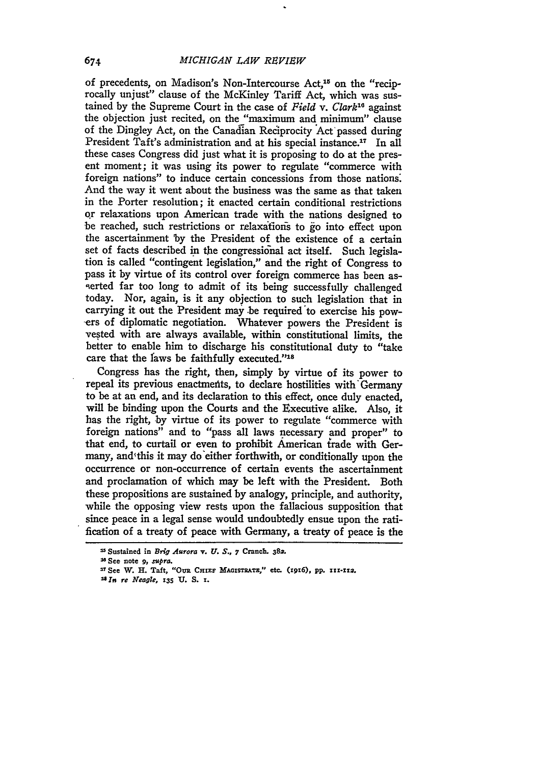of precedents, on Madison's Non-Intercourse Act,[15] on the "reciprocally unjust" clause of the McKinley Tariff Act, which was sustained by the Supreme Court in the case of *Field* v. *Clark*[16] against the objection just recited, on the "maximum and minimum" clause of the Dingley Act, on the Canadian Reciprocity Act passed during President Taft's administration and at his special instance.[17] In all these cases Congress did just what it is proposing to do at the present moment; it was using its power to regulate "commerce with foreign nations" to induce certain concessions from those nations. And the way it went about the business was the same as that taken in the Porter resolution; it enacted certain conditional restrictions or relaxations upon American trade with the nations designed to be reached, such restrictions or relaxations to go into effect upon the ascertainment by the President of the existence of a certain set of facts described in the congressional act itself. Such legislation is called "contingent legislation," and the right of Congress to pass it by virtue of its control over foreign commerce has been asserted far too long to admit of its being successfully challenged today. Nor, again, is it any objection to such legislation that in carrying it out the President may be required to exercise his powers of diplomatic negotiation. Whatever powers the President is vested with are always available, within constitutional limits, the better to enable him to discharge his constitutional duty to "take care that the laws be faithfully executed."[18]

Congress has the right, then, simply by virtue of its power to repeal its previous enactments, to declare hostilities with Germany to be at an end, and its declaration to this effect, once duly enacted, will be binding upon the Courts and the Executive alike. Also, it has the right, by virtue of its power to regulate "commerce with foreign nations" and to "pass all laws necessary and proper" to that end, to curtail or even to prohibit American trade with Germany, and this it may do either forthwith, or conditionally upon the occurrence or non-occurrence of certain events the ascertainment and proclamation of which may be left with the President. Both these propositions are sustained by analogy, principle, and authority, while the opposing view rests upon the fallacious supposition that since peace in a legal sense would undoubtedly ensue upon the ratification of a treaty of peace with Germany, a treaty of peace is the

---

[15] Sustained in *Brig Aurora* v. *U. S.*, 7 Cranch. 382.

[16] See note 9, *supra*.

[17] See W. H. Taft, "Our Chief Magistrate," etc. (1916), pp. 111-112.

[18] *In re Neagle*, 135 U. S. 1.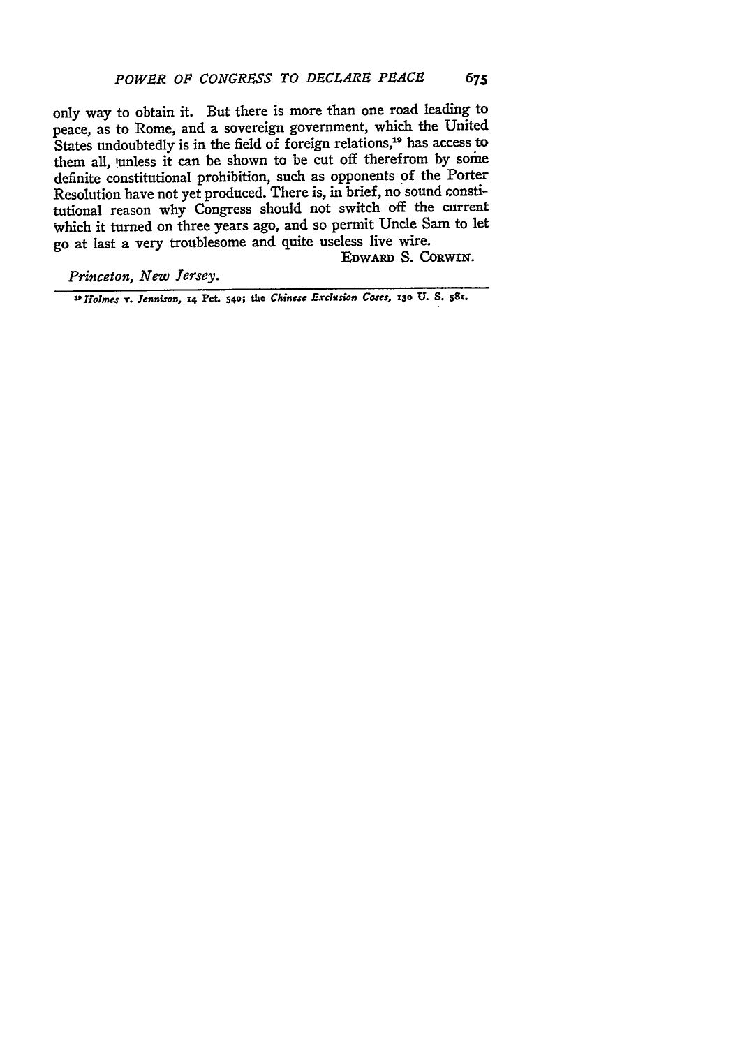only way to obtain it. But there is more than one road leading to peace, as to Rome, and a sovereign government, which the United States undoubtedly is in the field of foreign relations,[19] has access to them all, unless it can be shown to be cut off therefrom by some definite constitutional prohibition, such as opponents of the Porter Resolution have not yet produced. There is, in brief, no sound constitutional reason why Congress should not switch off the current which it turned on three years ago, and so permit Uncle Sam to let go at last a very troublesome and quite useless live wire.

EDWARD S. CORWIN.

*Princeton, New Jersey.*

---

[19] *Holmes* v. *Jennison*, 14 Pet. 540; the *Chinese Exclusion Cases*, 130 U. S. 581.